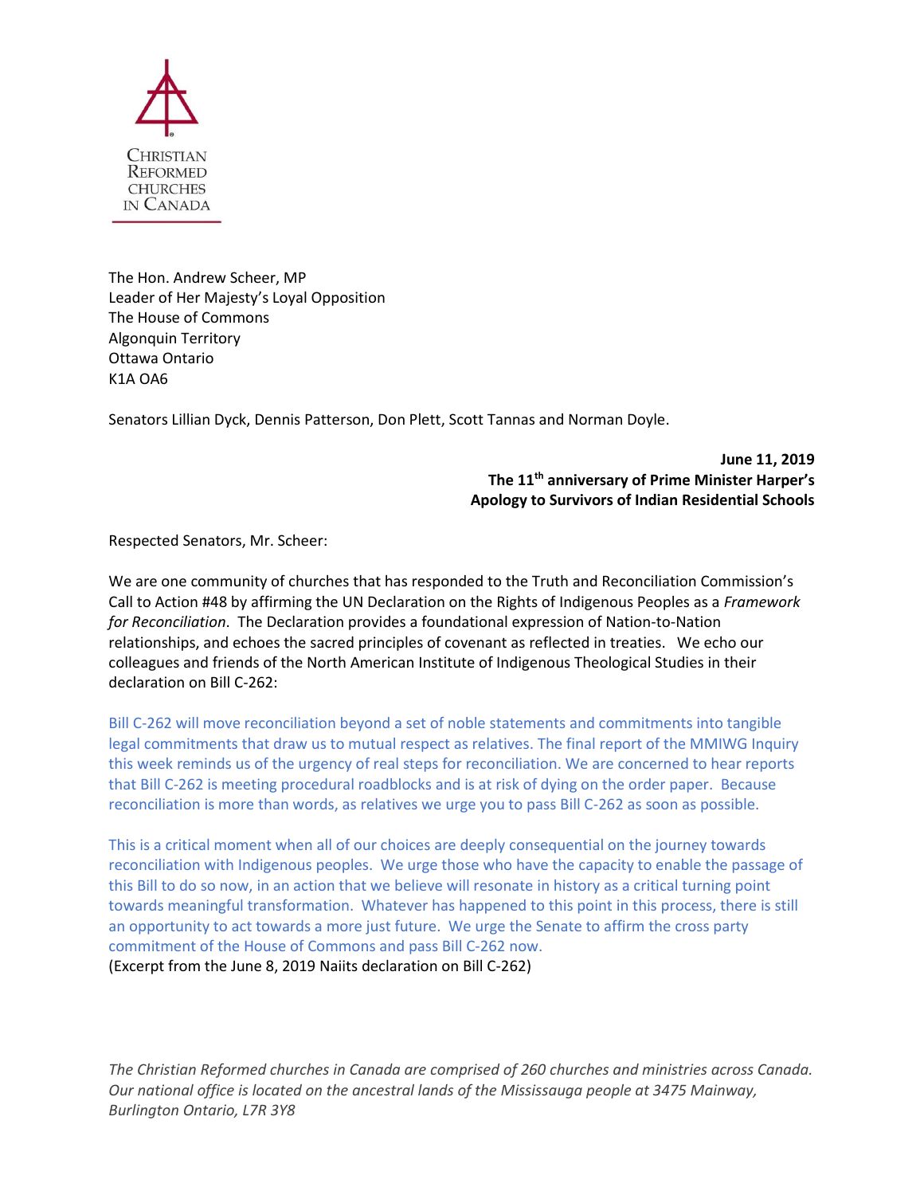Christian Reformed Churches in Canada

The Hon. Andrew Scheer, MP  
Leader of Her Majesty's Loyal Opposition  
The House of Commons  
Algonquin Territory  
Ottawa Ontario  
K1A OA6

Senators Lillian Dyck, Dennis Patterson, Don Plett, Scott Tannas and Norman Doyle.

**June 11, 2019**  
**The 11th anniversary of Prime Minister Harper's**  
**Apology to Survivors of Indian Residential Schools**

Respected Senators, Mr. Scheer:

We are one community of churches that has responded to the Truth and Reconciliation Commission's Call to Action #48 by affirming the UN Declaration on the Rights of Indigenous Peoples as a *Framework for Reconciliation*. The Declaration provides a foundational expression of Nation-to-Nation relationships, and echoes the sacred principles of covenant as reflected in treaties. We echo our colleagues and friends of the North American Institute of Indigenous Theological Studies in their declaration on Bill C-262:

Bill C-262 will move reconciliation beyond a set of noble statements and commitments into tangible legal commitments that draw us to mutual respect as relatives. The final report of the MMIWG Inquiry this week reminds us of the urgency of real steps for reconciliation. We are concerned to hear reports that Bill C-262 is meeting procedural roadblocks and is at risk of dying on the order paper. Because reconciliation is more than words, as relatives we urge you to pass Bill C-262 as soon as possible.

This is a critical moment when all of our choices are deeply consequential on the journey towards reconciliation with Indigenous peoples. We urge those who have the capacity to enable the passage of this Bill to do so now, in an action that we believe will resonate in history as a critical turning point towards meaningful transformation. Whatever has happened to this point in this process, there is still an opportunity to act towards a more just future. We urge the Senate to affirm the cross party commitment of the House of Commons and pass Bill C-262 now.

(Excerpt from the June 8, 2019 Naiits declaration on Bill C-262)

*The Christian Reformed churches in Canada are comprised of 260 churches and ministries across Canada. Our national office is located on the ancestral lands of the Mississauga people at 3475 Mainway, Burlington Ontario, L7R 3Y8*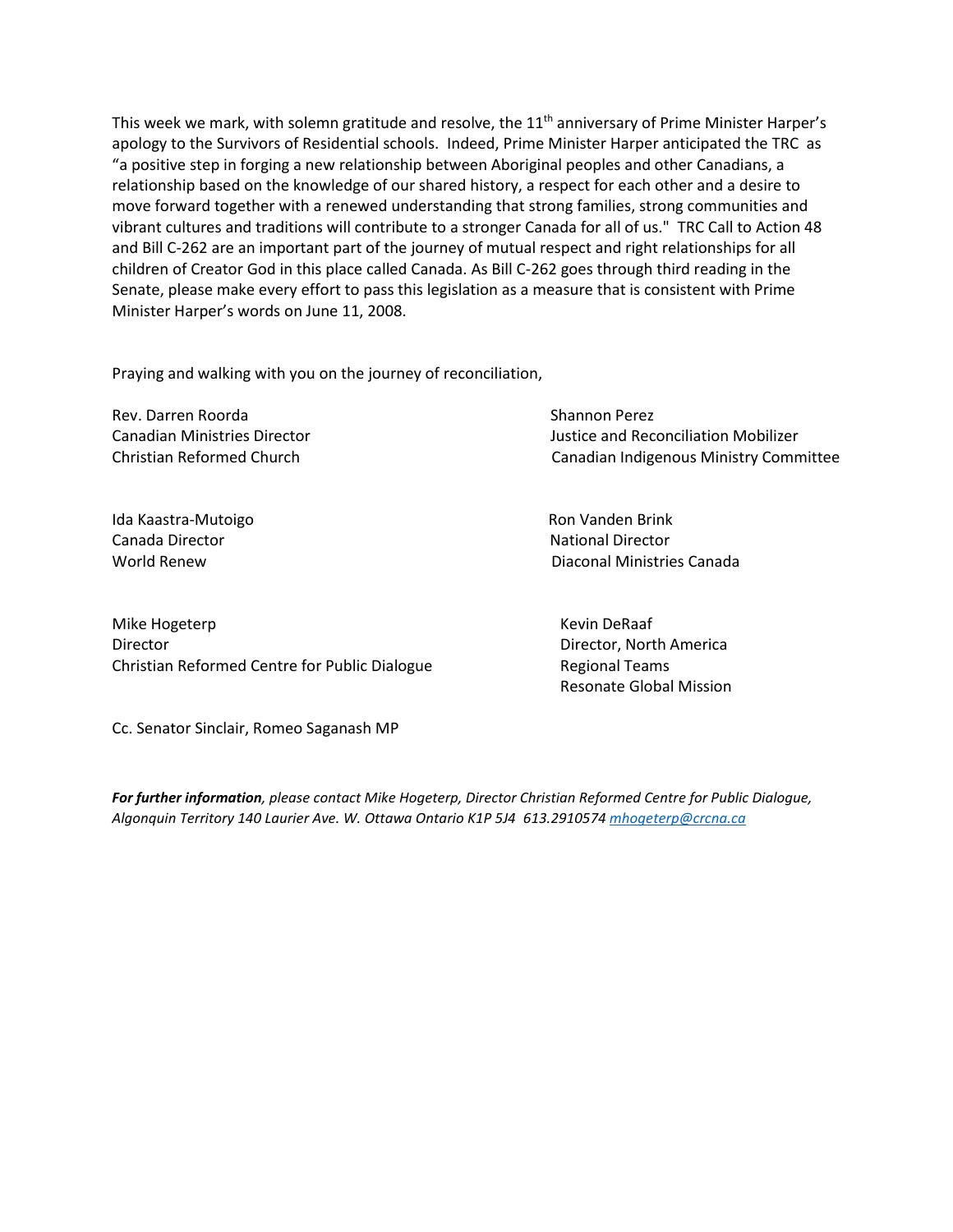This week we mark, with solemn gratitude and resolve, the 11th anniversary of Prime Minister Harper's apology to the Survivors of Residential schools. Indeed, Prime Minister Harper anticipated the TRC as "a positive step in forging a new relationship between Aboriginal peoples and other Canadians, a relationship based on the knowledge of our shared history, a respect for each other and a desire to move forward together with a renewed understanding that strong families, strong communities and vibrant cultures and traditions will contribute to a stronger Canada for all of us." TRC Call to Action 48 and Bill C-262 are an important part of the journey of mutual respect and right relationships for all children of Creator God in this place called Canada. As Bill C-262 goes through third reading in the Senate, please make every effort to pass this legislation as a measure that is consistent with Prime Minister Harper's words on June 11, 2008.

Praying and walking with you on the journey of reconciliation,

Rev. Darren Roorda
Canadian Ministries Director
Christian Reformed Church

Shannon Perez
Justice and Reconciliation Mobilizer
Canadian Indigenous Ministry Committee

Ida Kaastra-Mutoigo
Canada Director
World Renew

Ron Vanden Brink
National Director
Diaconal Ministries Canada

Mike Hogeterp
Director
Christian Reformed Centre for Public Dialogue

Kevin DeRaaf
Director, North America
Regional Teams
Resonate Global Mission

Cc. Senator Sinclair, Romeo Saganash MP

***For further information**, please contact Mike Hogeterp, Director Christian Reformed Centre for Public Dialogue, Algonquin Territory 140 Laurier Ave. W. Ottawa Ontario K1P 5J4 613.2910574 mhogeterp@crcna.ca*